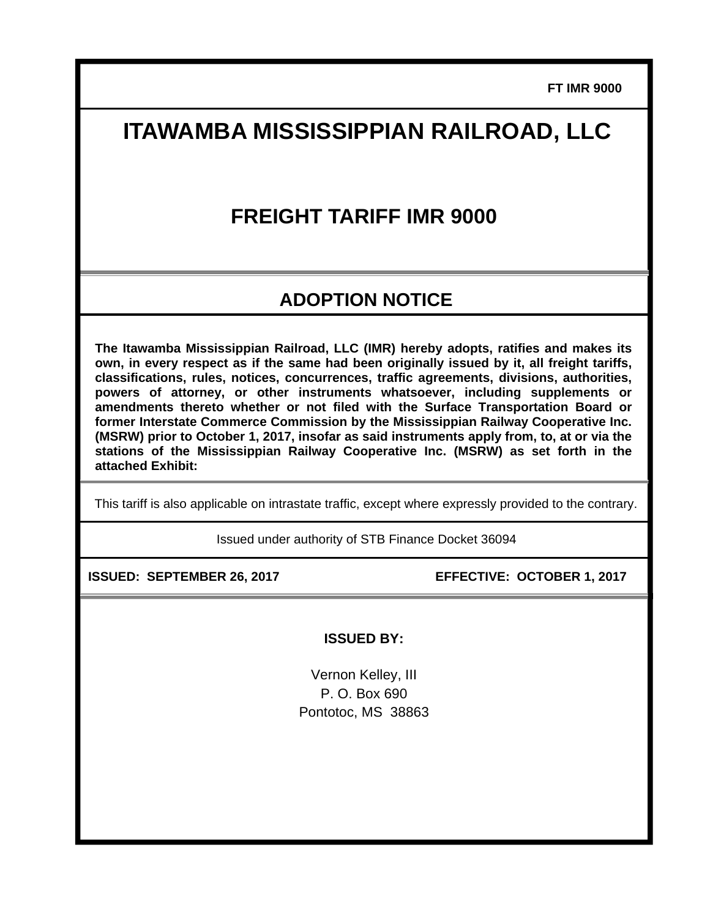FT IMR 9000

# ITAWAMBA MISSISSIPPIAN RAILROAD, LLC

## FREIGHT TARIFF IMR 9000

## ADOPTION NOTICE

**The Itawamba Mississippian Railroad, LLC (IMR) hereby adopts, ratifies and makes its own, in every respect as if the same had been originally issued by it, all freight tariffs, classifications, rules, notices, concurrences, traffic agreements, divisions, authorities, powers of attorney, or other instruments whatsoever, including supplements or amendments thereto whether or not filed with the Surface Transportation Board or former Interstate Commerce Commission by the Mississippian Railway Cooperative Inc. (MSRW) prior to October 1, 2017, insofar as said instruments apply from, to, at or via the stations of the Mississippian Railway Cooperative Inc. (MSRW) as set forth in the attached Exhibit:**

This tariff is also applicable on intrastate traffic, except where expressly provided to the contrary.

Issued under authority of STB Finance Docket 36094

**ISSUED: SEPTEMBER 26, 2017** **EFFECTIVE: OCTOBER 1, 2017**

**ISSUED BY:**

Vernon Kelley, III
P. O. Box 690
Pontotoc, MS 38863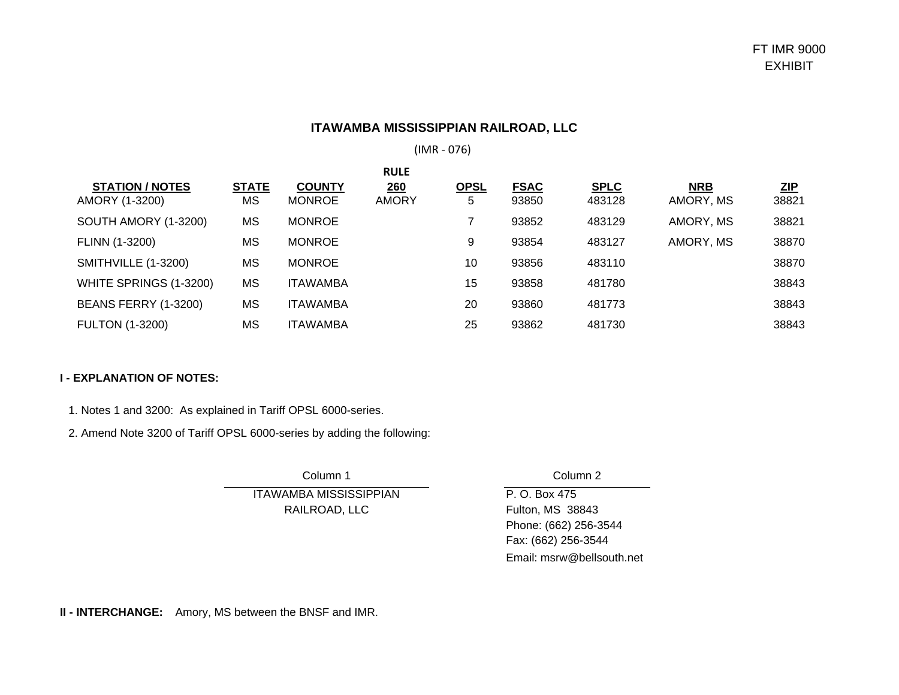FT IMR 9000
EXHIBIT

# ITAWAMBA MISSISSIPPIAN RAILROAD, LLC

(IMR - 076)

| STATION / NOTES | STATE | COUNTY | RULE 260 | OPSL | FSAC | SPLC | NRB | ZIP |
|---|---|---|---|---|---|---|---|---|
| AMORY (1-3200) | MS | MONROE | AMORY | 5 | 93850 | 483128 | AMORY, MS | 38821 |
| SOUTH AMORY (1-3200) | MS | MONROE | | 7 | 93852 | 483129 | AMORY, MS | 38821 |
| FLINN (1-3200) | MS | MONROE | | 9 | 93854 | 483127 | AMORY, MS | 38870 |
| SMITHVILLE (1-3200) | MS | MONROE | | 10 | 93856 | 483110 | | 38870 |
| WHITE SPRINGS (1-3200) | MS | ITAWAMBA | | 15 | 93858 | 481780 | | 38843 |
| BEANS FERRY (1-3200) | MS | ITAWAMBA | | 20 | 93860 | 481773 | | 38843 |
| FULTON (1-3200) | MS | ITAWAMBA | | 25 | 93862 | 481730 | | 38843 |

**I - EXPLANATION OF NOTES:**

1. Notes 1 and 3200: As explained in Tariff OPSL 6000-series.
2. Amend Note 3200 of Tariff OPSL 6000-series by adding the following:

| Column 1 | Column 2 |
|---|---|
| ITAWAMBA MISSISSIPPIAN RAILROAD, LLC | P. O. Box 475<br>Fulton, MS 38843<br>Phone: (662) 256-3544<br>Fax: (662) 256-3544<br>Email: msrw@bellsouth.net |

**II - INTERCHANGE:** Amory, MS between the BNSF and IMR.